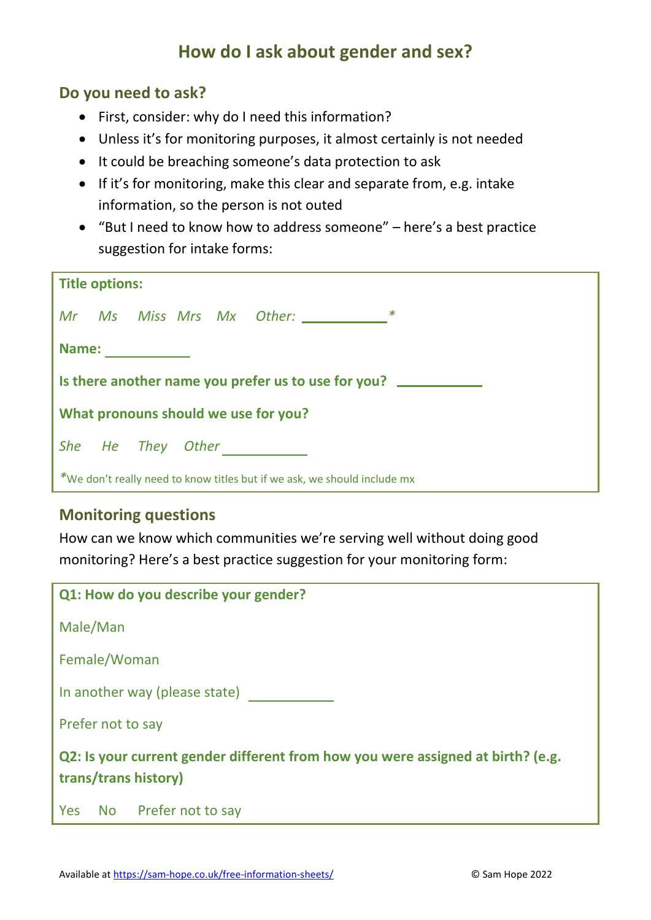# How do I ask about gender and sex?

## Do you need to ask?

- First, consider: why do I need this information?
- Unless it's for monitoring purposes, it almost certainly is not needed
- It could be breaching someone's data protection to ask
- If it's for monitoring, make this clear and separate from, e.g. intake information, so the person is not outed
- "But I need to know how to address someone" – here's a best practice suggestion for intake forms:

---

**Title options:**

*Mr   Ms   Miss   Mrs   Mx   Other:* ___________ *

**Name:** ___________

**Is there another name you prefer us to use for you?** ___________

**What pronouns should we use for you?**

*She   He   They   Other* ___________

*We don't really need to know titles but if we ask, we should include mx

---

## Monitoring questions

How can we know which communities we're serving well without doing good monitoring? Here's a best practice suggestion for your monitoring form:

---

**Q1: How do you describe your gender?**

Male/Man

Female/Woman

In another way (please state) ___________

Prefer not to say

**Q2: Is your current gender different from how you were assigned at birth? (e.g. trans/trans history)**

Yes   No   Prefer not to say

---

Available at https://sam-hope.co.uk/free-information-sheets/   © Sam Hope 2022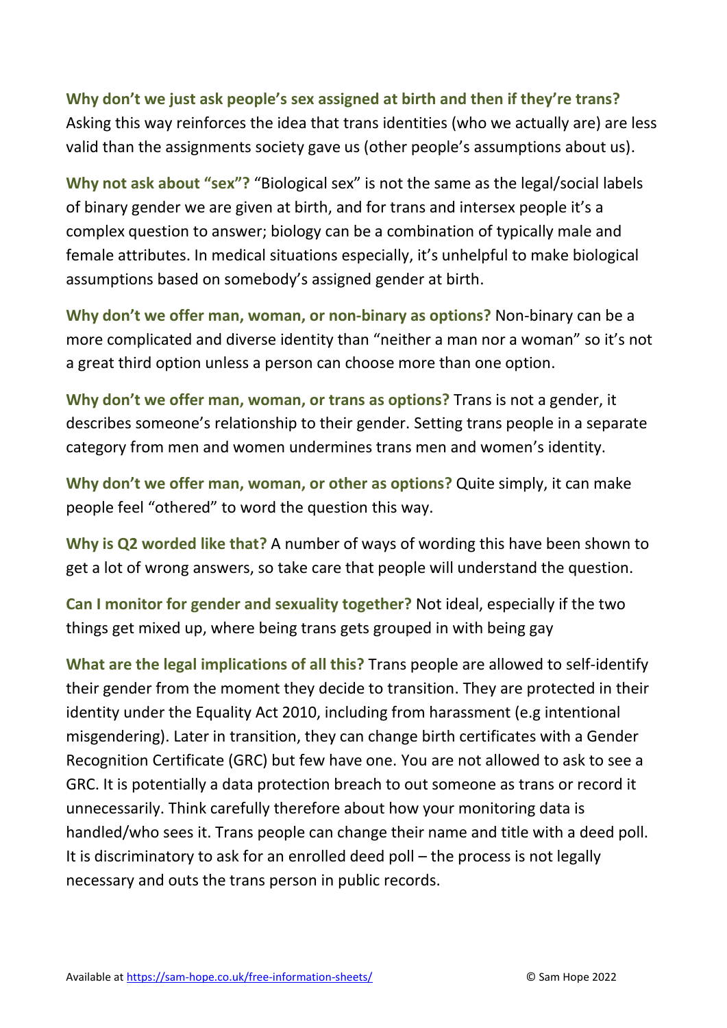**Why don't we just ask people's sex assigned at birth and then if they're trans?** Asking this way reinforces the idea that trans identities (who we actually are) are less valid than the assignments society gave us (other people's assumptions about us).

**Why not ask about "sex"?** "Biological sex" is not the same as the legal/social labels of binary gender we are given at birth, and for trans and intersex people it's a complex question to answer; biology can be a combination of typically male and female attributes. In medical situations especially, it's unhelpful to make biological assumptions based on somebody's assigned gender at birth.

**Why don't we offer man, woman, or non-binary as options?** Non-binary can be a more complicated and diverse identity than "neither a man nor a woman" so it's not a great third option unless a person can choose more than one option.

**Why don't we offer man, woman, or trans as options?** Trans is not a gender, it describes someone's relationship to their gender. Setting trans people in a separate category from men and women undermines trans men and women's identity.

**Why don't we offer man, woman, or other as options?** Quite simply, it can make people feel "othered" to word the question this way.

**Why is Q2 worded like that?** A number of ways of wording this have been shown to get a lot of wrong answers, so take care that people will understand the question.

**Can I monitor for gender and sexuality together?** Not ideal, especially if the two things get mixed up, where being trans gets grouped in with being gay

**What are the legal implications of all this?** Trans people are allowed to self-identify their gender from the moment they decide to transition. They are protected in their identity under the Equality Act 2010, including from harassment (e.g intentional misgendering). Later in transition, they can change birth certificates with a Gender Recognition Certificate (GRC) but few have one. You are not allowed to ask to see a GRC. It is potentially a data protection breach to out someone as trans or record it unnecessarily. Think carefully therefore about how your monitoring data is handled/who sees it. Trans people can change their name and title with a deed poll. It is discriminatory to ask for an enrolled deed poll – the process is not legally necessary and outs the trans person in public records.

Available at https://sam-hope.co.uk/free-information-sheets/ © Sam Hope 2022